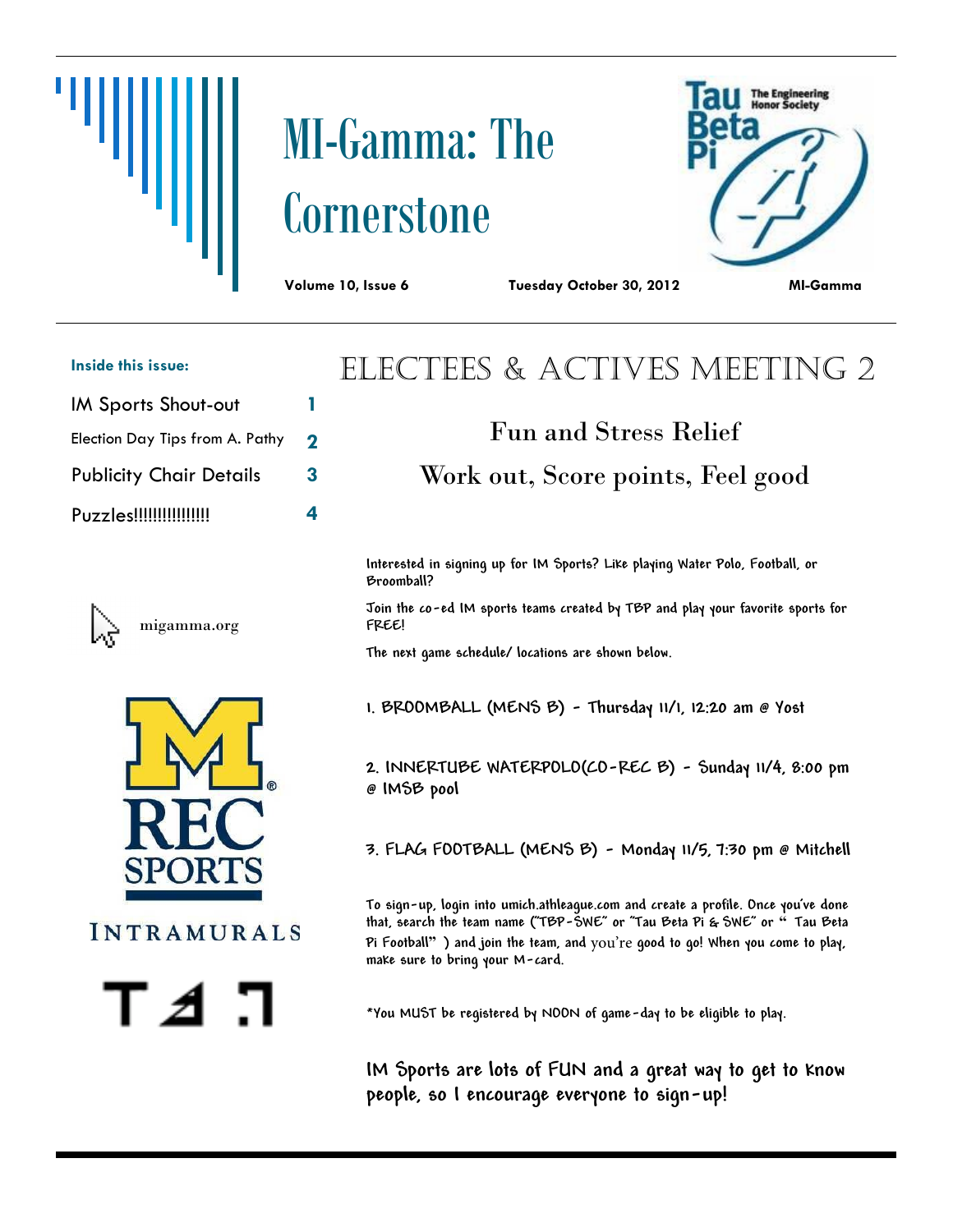# MI-Gamma: The Cornerstone

**Volume 10, Issue 6** **Tuesday October 30, 2012** **MI-Gamma**

**Inside this issue:**

| | |
|---|---|
| IM Sports Shout-out | 1 |
| Election Day Tips from A. Pathy | 2 |
| Publicity Chair Details | 3 |
| Puzzles!!!!!!!!!!!!!!! | 4 |

migamma.org

## Electees & Actives Meeting 2

### Fun and Stress Relief

### Work out, Score points, Feel good

Interested in signing up for IM Sports? Like playing Water Polo, Football, or Broomball?

Join the co-ed IM sports teams created by TBP and play your favorite sports for FREE!

The next game schedule/ locations are shown below.

1. BROOMBALL (MENS B) - Thursday 11/1, 12:20 am @ Yost

2. INNERTUBE WATERPOLO(CO-REC B) - Sunday 11/4, 8:00 pm @ IMSB pool

3. FLAG FOOTBALL (MENS B) - Monday 11/5, 7:30 pm @ Mitchell

To sign-up, login into umich.athleague.com and create a profile. Once you've done that, search the team name ("TBP-SWE" or "Tau Beta Pi & SWE" or " Tau Beta Pi Football" ) and join the team, and you're good to go! When you come to play, make sure to bring your M-card.

*You MUST be registered by NOON of game-day to be eligible to play.

**IM Sports are lots of FUN and a great way to get to know people, so I encourage everyone to sign-up!**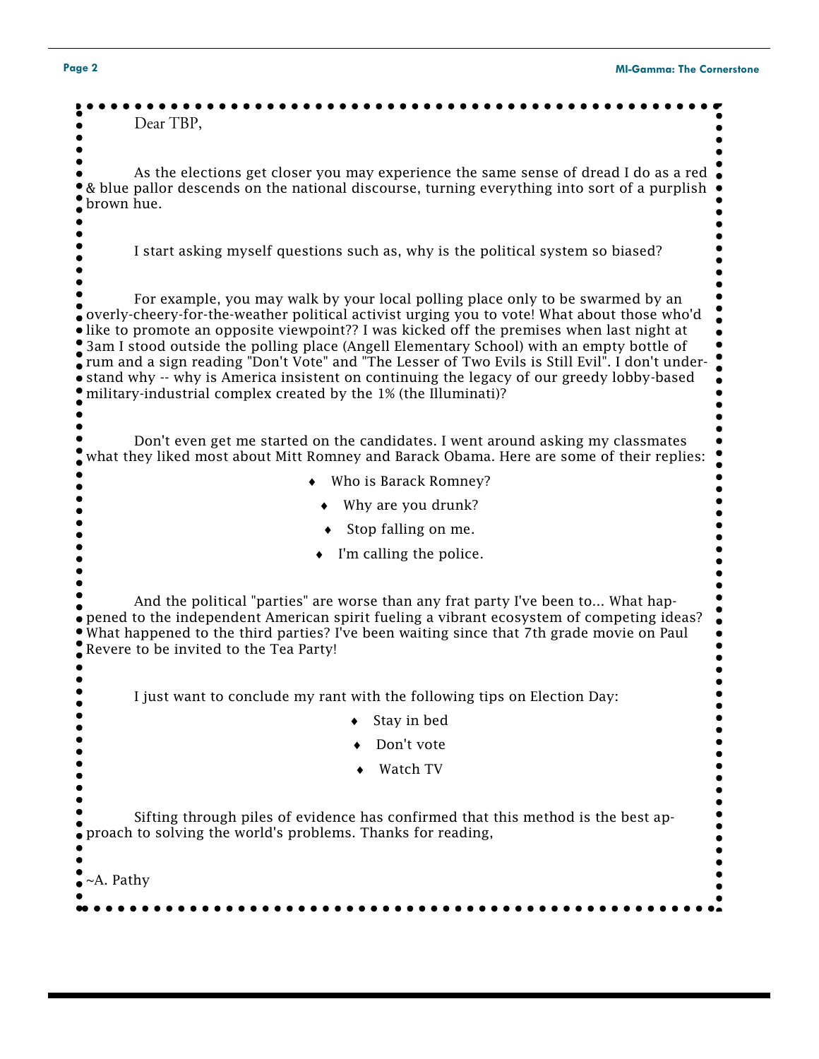Dear TBP,

As the elections get closer you may experience the same sense of dread I do as a red & blue pallor descends on the national discourse, turning everything into sort of a purplish brown hue.

I start asking myself questions such as, why is the political system so biased?

For example, you may walk by your local polling place only to be swarmed by an overly-cheery-for-the-weather political activist urging you to vote! What about those who'd like to promote an opposite viewpoint?? I was kicked off the premises when last night at 3am I stood outside the polling place (Angell Elementary School) with an empty bottle of rum and a sign reading "Don't Vote" and "The Lesser of Two Evils is Still Evil". I don't understand why -- why is America insistent on continuing the legacy of our greedy lobby-based military-industrial complex created by the 1% (the Illuminati)?

Don't even get me started on the candidates. I went around asking my classmates what they liked most about Mitt Romney and Barack Obama. Here are some of their replies:

- Who is Barack Romney?
- Why are you drunk?
- Stop falling on me.
- I'm calling the police.

And the political "parties" are worse than any frat party I've been to... What happened to the independent American spirit fueling a vibrant ecosystem of competing ideas? What happened to the third parties? I've been waiting since that 7th grade movie on Paul Revere to be invited to the Tea Party!

I just want to conclude my rant with the following tips on Election Day:

- Stay in bed
- Don't vote
- Watch TV

Sifting through piles of evidence has confirmed that this method is the best approach to solving the world's problems. Thanks for reading,

~A. Pathy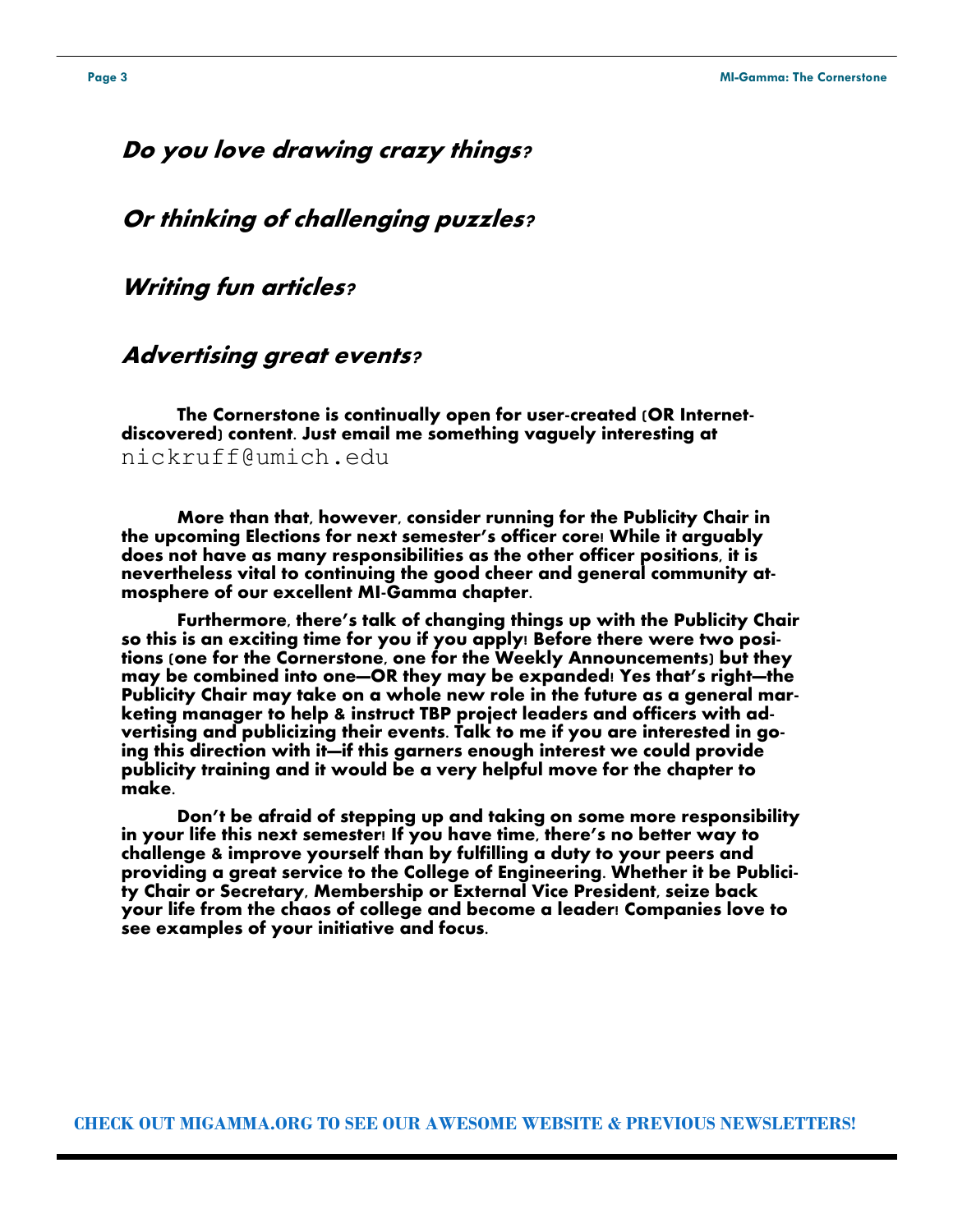***Do you love drawing crazy things?***

***Or thinking of challenging puzzles?***

***Writing fun articles?***

***Advertising great events?***

**The Cornerstone is continually open for user-created (OR Internet-discovered) content. Just email me something vaguely interesting at** nickruff@umich.edu

**More than that, however, consider running for the Publicity Chair in the upcoming Elections for next semester's officer core! While it arguably does not have as many responsibilities as the other officer positions, it is nevertheless vital to continuing the good cheer and general community atmosphere of our excellent MI-Gamma chapter.**

**Furthermore, there's talk of changing things up with the Publicity Chair so this is an exciting time for you if you apply! Before there were two positions (one for the Cornerstone, one for the Weekly Announcements) but they may be combined into one—OR they may be expanded! Yes that's right—the Publicity Chair may take on a whole new role in the future as a general marketing manager to help & instruct TBP project leaders and officers with advertising and publicizing their events. Talk to me if you are interested in going this direction with it—if this garners enough interest we could provide publicity training and it would be a very helpful move for the chapter to make.**

**Don't be afraid of stepping up and taking on some more responsibility in your life this next semester! If you have time, there's no better way to challenge & improve yourself than by fulfilling a duty to your peers and providing a great service to the College of Engineering. Whether it be Publicity Chair or Secretary, Membership or External Vice President, seize back your life from the chaos of college and become a leader! Companies love to see examples of your initiative and focus.**

**CHECK OUT MIGAMMA.ORG TO SEE OUR AWESOME WEBSITE & PREVIOUS NEWSLETTERS!**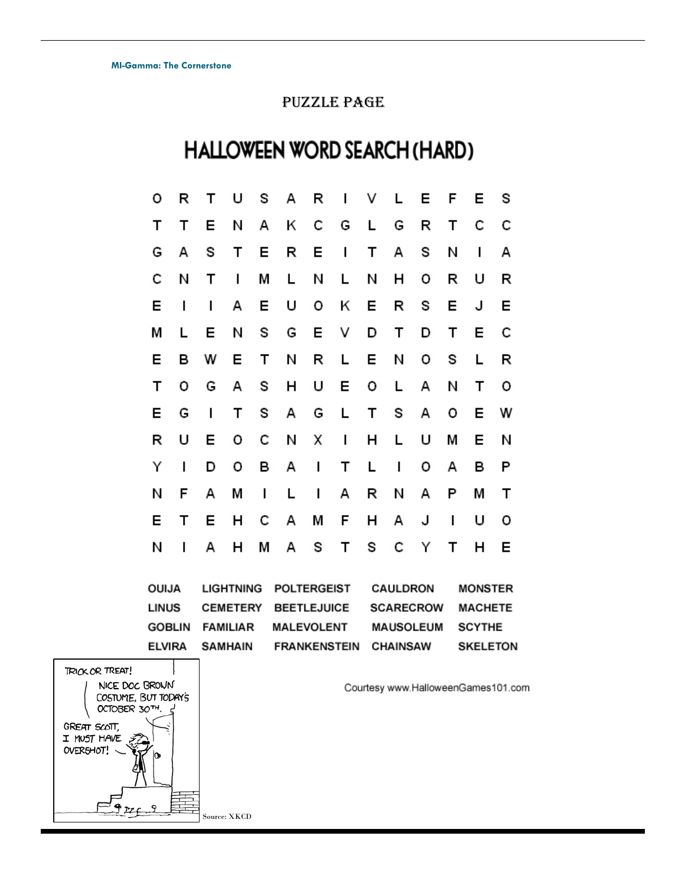PUZZLE PAGE

# HALLOWEEN WORD SEARCH (HARD)

| | | | | | | | | | | | | | |
|---|---|---|---|---|---|---|---|---|---|---|---|---|---|
| O | R | T | U | S | A | R | I | V | L | E | F | E | S |
| T | T | E | N | A | K | C | G | L | G | R | T | C | C |
| G | A | S | T | E | R | E | I | T | A | S | N | I | A |
| C | N | T | I | M | L | N | L | N | H | O | R | U | R |
| E | I | I | A | E | U | O | K | E | R | S | E | J | E |
| M | L | E | N | S | G | E | V | D | T | D | T | E | C |
| E | B | W | E | T | N | R | L | E | N | O | S | L | R |
| T | O | G | A | S | H | U | E | O | L | A | N | T | O |
| E | G | I | T | S | A | G | L | T | S | A | O | E | W |
| R | U | E | O | C | N | X | I | H | L | U | M | E | N |
| Y | I | D | O | B | A | I | T | L | I | O | A | B | P |
| N | F | A | M | I | L | I | A | R | N | A | P | M | T |
| E | T | E | H | C | A | M | F | H | A | J | I | U | O |
| N | I | A | H | M | A | S | T | S | C | Y | T | H | E |

| | | | | |
|---|---|---|---|---|
| OUIJA | LIGHTNING | POLTERGEIST | CAULDRON | MONSTER |
| LINUS | CEMETERY | BEETLEJUICE | SCARECROW | MACHETE |
| GOBLIN | FAMILIAR | MALEVOLENT | MAUSOLEUM | SCYTHE |
| ELVIRA | SAMHAIN | FRANKENSTEIN | CHAINSAW | SKELETON |

Courtesy www.HalloweenGames101.com

TRICK OR TREAT!

NICE DOC BROWN COSTUME, BUT TODAY'S OCTOBER 30TH.

GREAT SCOTT, I MUST HAVE OVERSHOT!

Source: XKCD